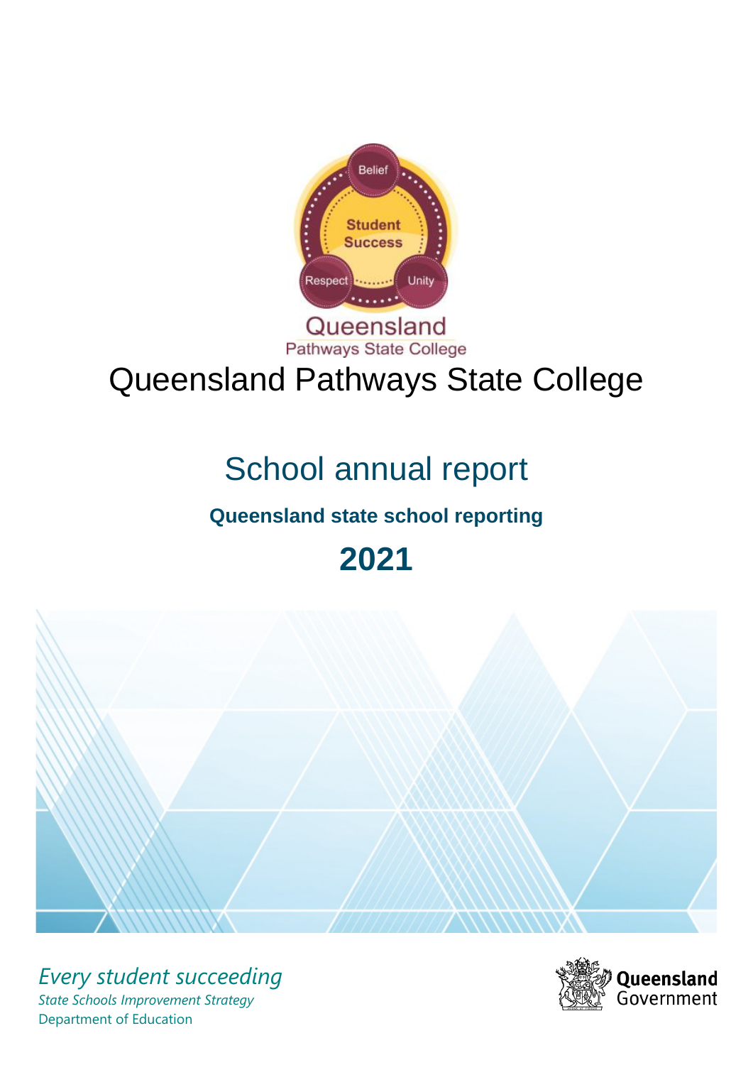# Queensland Pathways State College

## School annual report

### Queensland state school reporting

## 2021

*Every student succeeding*

*State Schools Improvement Strategy*

Department of Education

Queensland Government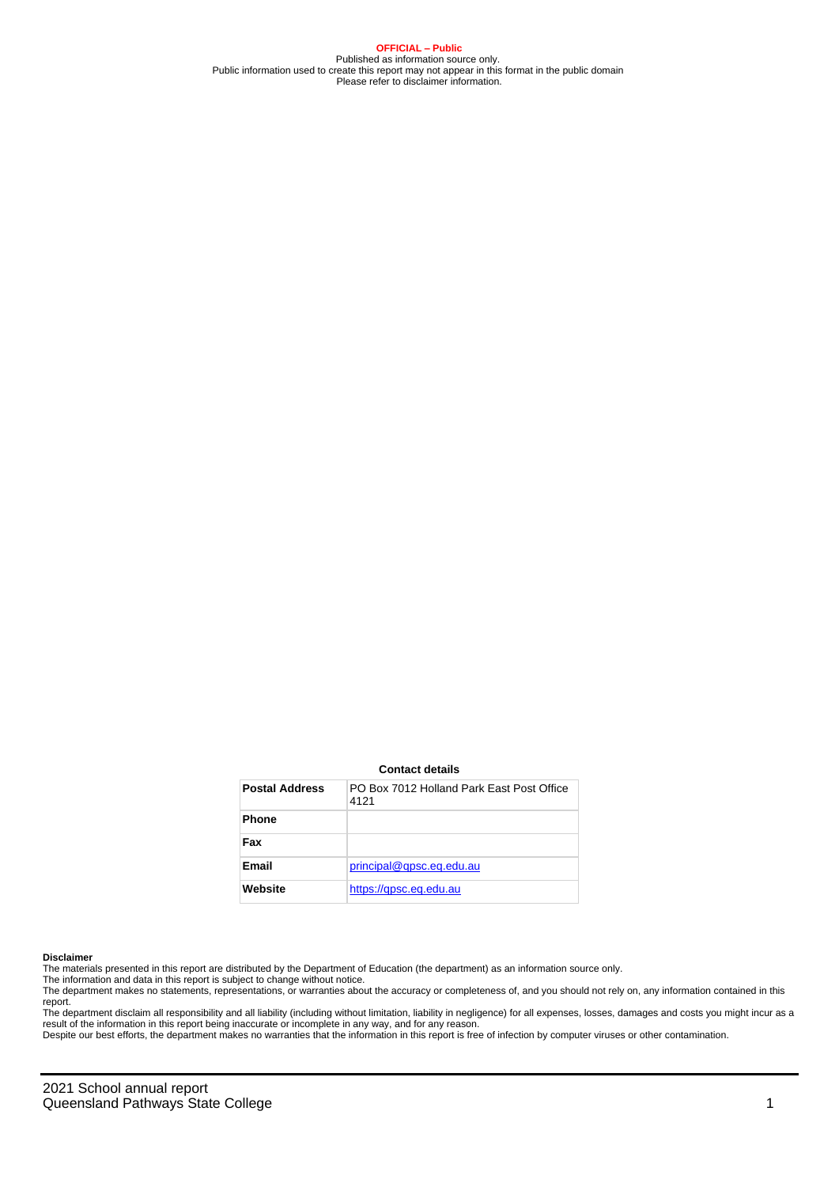**OFFICIAL – Public**

Published as information source only.
Public information used to create this report may not appear in this format in the public domain
Please refer to disclaimer information.

**Contact details**

| Postal Address | PO Box 7012 Holland Park East Post Office 4121 |
| --- | --- |
| Phone | |
| Fax | |
| Email | principal@qpsc.eq.edu.au |
| Website | https://qpsc.eq.edu.au |

**Disclaimer**

The materials presented in this report are distributed by the Department of Education (the department) as an information source only.

The information and data in this report is subject to change without notice.

The department makes no statements, representations, or warranties about the accuracy or completeness of, and you should not rely on, any information contained in this report.

The department disclaim all responsibility and all liability (including without limitation, liability in negligence) for all expenses, losses, damages and costs you might incur as a result of the information in this report being inaccurate or incomplete in any way, and for any reason.

Despite our best efforts, the department makes no warranties that the information in this report is free of infection by computer viruses or other contamination.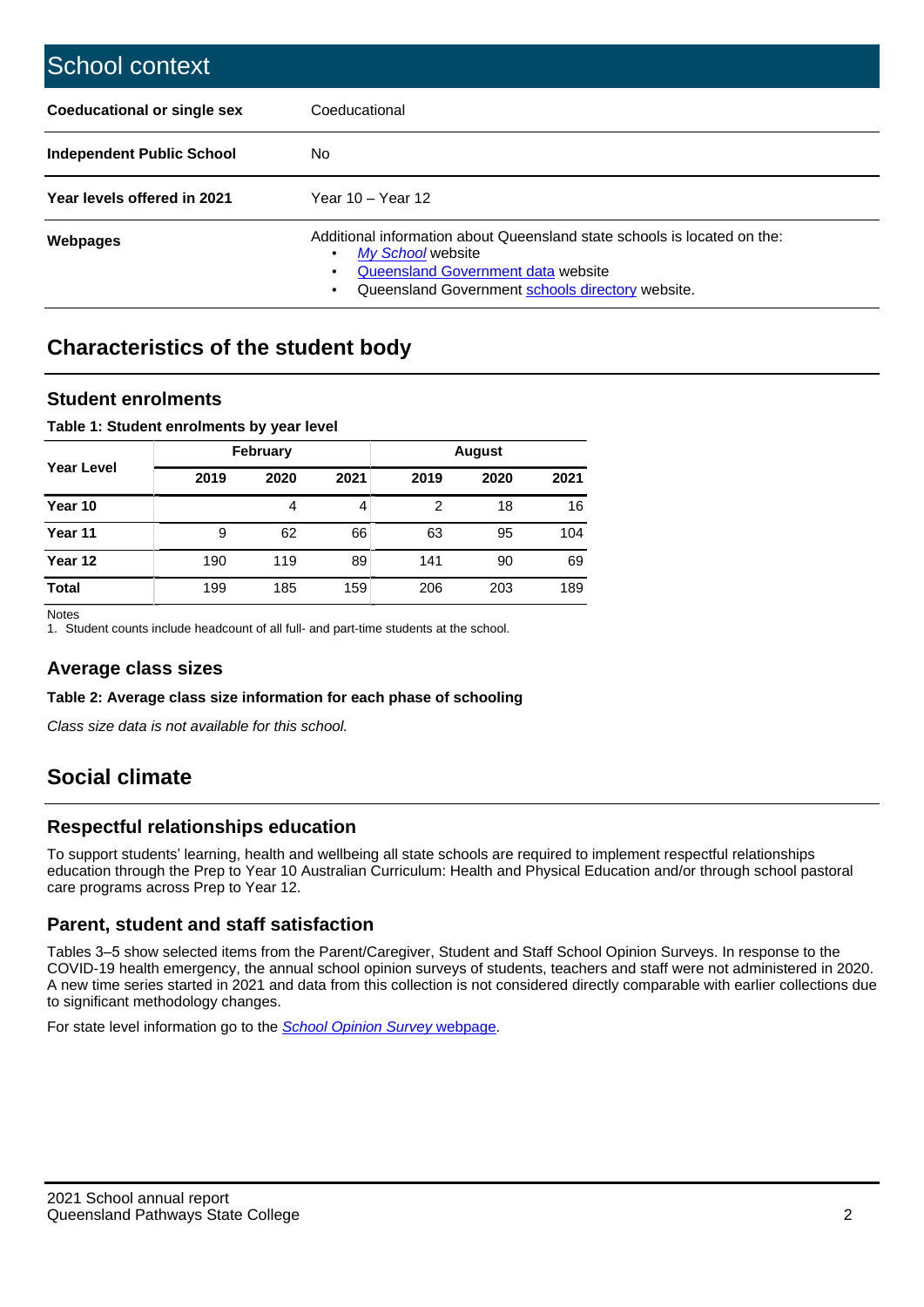# School context

| | |
|---|---|
| **Coeducational or single sex** | Coeducational |
| **Independent Public School** | No |
| **Year levels offered in 2021** | Year 10 – Year 12 |
| **Webpages** | Additional information about Queensland state schools is located on the: <br>• *My School* website <br>• Queensland Government data website <br>• Queensland Government schools directory website. |

## Characteristics of the student body

### Student enrolments

**Table 1: Student enrolments by year level**

| Year Level | February | | | August | | |
|---|---|---|---|---|---|---|
| | 2019 | 2020 | 2021 | 2019 | 2020 | 2021 |
| **Year 10** | | 4 | 4 | 2 | 18 | 16 |
| **Year 11** | 9 | 62 | 66 | 63 | 95 | 104 |
| **Year 12** | 190 | 119 | 89 | 141 | 90 | 69 |
| **Total** | 199 | 185 | 159 | 206 | 203 | 189 |

Notes
1. Student counts include headcount of all full- and part-time students at the school.

### Average class sizes

**Table 2: Average class size information for each phase of schooling**

*Class size data is not available for this school.*

## Social climate

### Respectful relationships education

To support students' learning, health and wellbeing all state schools are required to implement respectful relationships education through the Prep to Year 10 Australian Curriculum: Health and Physical Education and/or through school pastoral care programs across Prep to Year 12.

### Parent, student and staff satisfaction

Tables 3–5 show selected items from the Parent/Caregiver, Student and Staff School Opinion Surveys. In response to the COVID-19 health emergency, the annual school opinion surveys of students, teachers and staff were not administered in 2020. A new time series started in 2021 and data from this collection is not considered directly comparable with earlier collections due to significant methodology changes.

For state level information go to the *School Opinion Survey* webpage.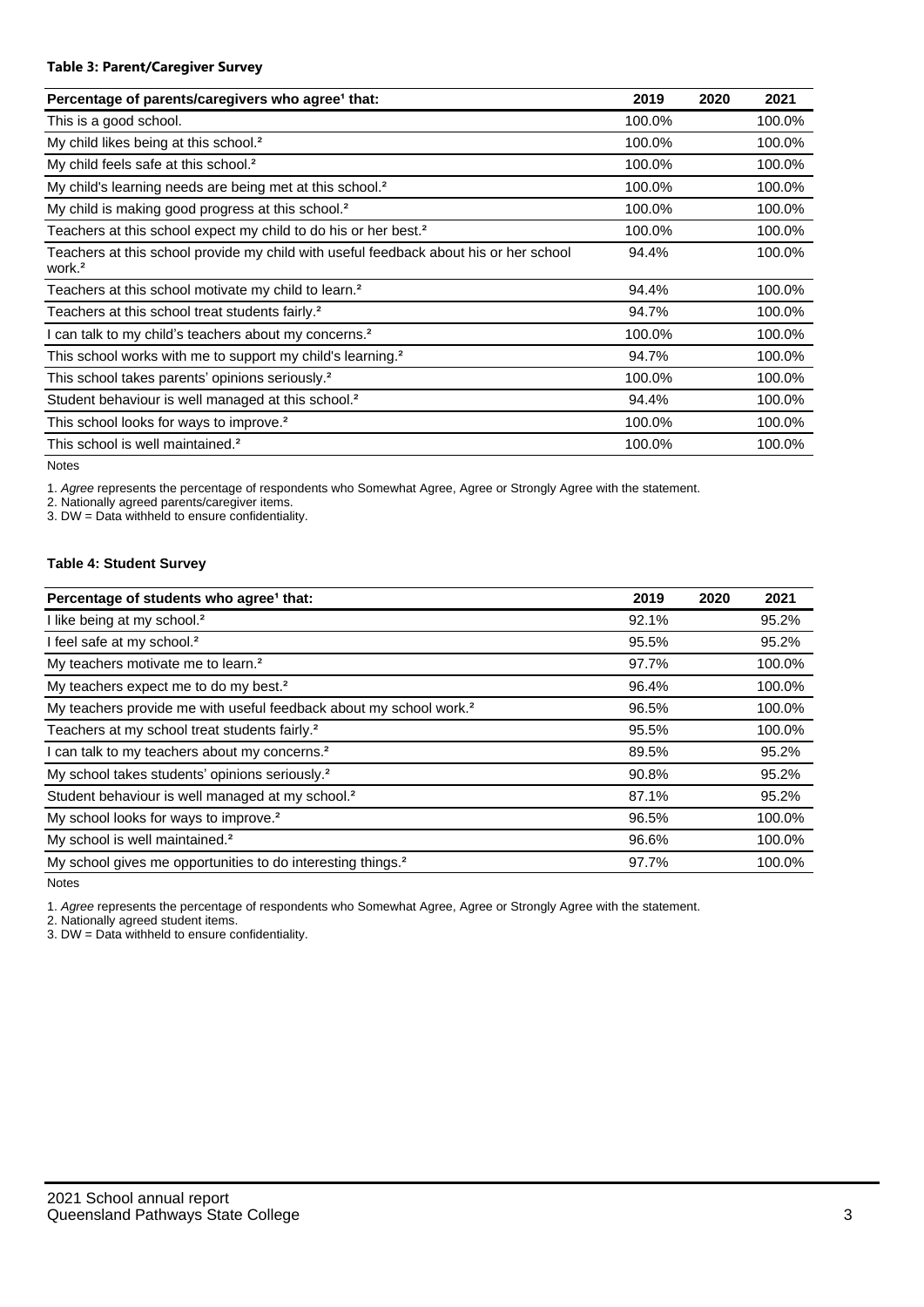**Table 3: Parent/Caregiver Survey**

| Percentage of parents/caregivers who agree[1] that: | 2019 | 2020 | 2021 |
|---|---|---|---|
| This is a good school. | 100.0% | | 100.0% |
| My child likes being at this school.[2] | 100.0% | | 100.0% |
| My child feels safe at this school.[2] | 100.0% | | 100.0% |
| My child's learning needs are being met at this school.[2] | 100.0% | | 100.0% |
| My child is making good progress at this school.[2] | 100.0% | | 100.0% |
| Teachers at this school expect my child to do his or her best.[2] | 100.0% | | 100.0% |
| Teachers at this school provide my child with useful feedback about his or her school work.[2] | 94.4% | | 100.0% |
| Teachers at this school motivate my child to learn.[2] | 94.4% | | 100.0% |
| Teachers at this school treat students fairly.[2] | 94.7% | | 100.0% |
| I can talk to my child's teachers about my concerns.[2] | 100.0% | | 100.0% |
| This school works with me to support my child's learning.[2] | 94.7% | | 100.0% |
| This school takes parents' opinions seriously.[2] | 100.0% | | 100.0% |
| Student behaviour is well managed at this school.[2] | 94.4% | | 100.0% |
| This school looks for ways to improve.[2] | 100.0% | | 100.0% |
| This school is well maintained.[2] | 100.0% | | 100.0% |

Notes

1. *Agree* represents the percentage of respondents who Somewhat Agree, Agree or Strongly Agree with the statement.
2. Nationally agreed parents/caregiver items.
3. DW = Data withheld to ensure confidentiality.

**Table 4: Student Survey**

| Percentage of students who agree[1] that: | 2019 | 2020 | 2021 |
|---|---|---|---|
| I like being at my school.[2] | 92.1% | | 95.2% |
| I feel safe at my school.[2] | 95.5% | | 95.2% |
| My teachers motivate me to learn.[2] | 97.7% | | 100.0% |
| My teachers expect me to do my best.[2] | 96.4% | | 100.0% |
| My teachers provide me with useful feedback about my school work.[2] | 96.5% | | 100.0% |
| Teachers at my school treat students fairly.[2] | 95.5% | | 100.0% |
| I can talk to my teachers about my concerns.[2] | 89.5% | | 95.2% |
| My school takes students' opinions seriously.[2] | 90.8% | | 95.2% |
| Student behaviour is well managed at my school.[2] | 87.1% | | 95.2% |
| My school looks for ways to improve.[2] | 96.5% | | 100.0% |
| My school is well maintained.[2] | 96.6% | | 100.0% |
| My school gives me opportunities to do interesting things.[2] | 97.7% | | 100.0% |

Notes

1. *Agree* represents the percentage of respondents who Somewhat Agree, Agree or Strongly Agree with the statement.
2. Nationally agreed student items.
3. DW = Data withheld to ensure confidentiality.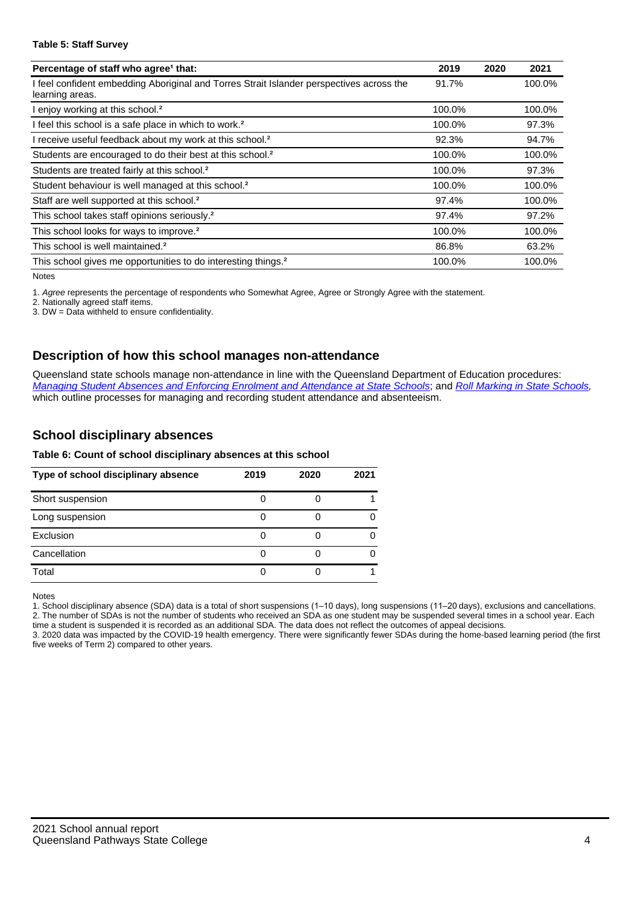**Table 5: Staff Survey**

| Percentage of staff who agree[1] that: | 2019 | 2020 | 2021 |
|---|---|---|---|
| I feel confident embedding Aboriginal and Torres Strait Islander perspectives across the learning areas. | 91.7% | | 100.0% |
| I enjoy working at this school.[2] | 100.0% | | 100.0% |
| I feel this school is a safe place in which to work.[2] | 100.0% | | 97.3% |
| I receive useful feedback about my work at this school.[2] | 92.3% | | 94.7% |
| Students are encouraged to do their best at this school.[2] | 100.0% | | 100.0% |
| Students are treated fairly at this school.[2] | 100.0% | | 97.3% |
| Student behaviour is well managed at this school.[2] | 100.0% | | 100.0% |
| Staff are well supported at this school.[2] | 97.4% | | 100.0% |
| This school takes staff opinions seriously.[2] | 97.4% | | 97.2% |
| This school looks for ways to improve.[2] | 100.0% | | 100.0% |
| This school is well maintained.[2] | 86.8% | | 63.2% |
| This school gives me opportunities to do interesting things.[2] | 100.0% | | 100.0% |

Notes

1. *Agree* represents the percentage of respondents who Somewhat Agree, Agree or Strongly Agree with the statement.
2. Nationally agreed staff items.
3. DW = Data withheld to ensure confidentiality.

## Description of how this school manages non-attendance

Queensland state schools manage non-attendance in line with the Queensland Department of Education procedures: *Managing Student Absences and Enforcing Enrolment and Attendance at State Schools*; and *Roll Marking in State Schools*, which outline processes for managing and recording student attendance and absenteeism.

## School disciplinary absences

**Table 6: Count of school disciplinary absences at this school**

| Type of school disciplinary absence | 2019 | 2020 | 2021 |
|---|---|---|---|
| Short suspension | 0 | 0 | 1 |
| Long suspension | 0 | 0 | 0 |
| Exclusion | 0 | 0 | 0 |
| Cancellation | 0 | 0 | 0 |
| Total | 0 | 0 | 1 |

Notes

1. School disciplinary absence (SDA) data is a total of short suspensions (1–10 days), long suspensions (11–20 days), exclusions and cancellations.
2. The number of SDAs is not the number of students who received an SDA as one student may be suspended several times in a school year. Each time a student is suspended it is recorded as an additional SDA. The data does not reflect the outcomes of appeal decisions.
3. 2020 data was impacted by the COVID-19 health emergency. There were significantly fewer SDAs during the home-based learning period (the first five weeks of Term 2) compared to other years.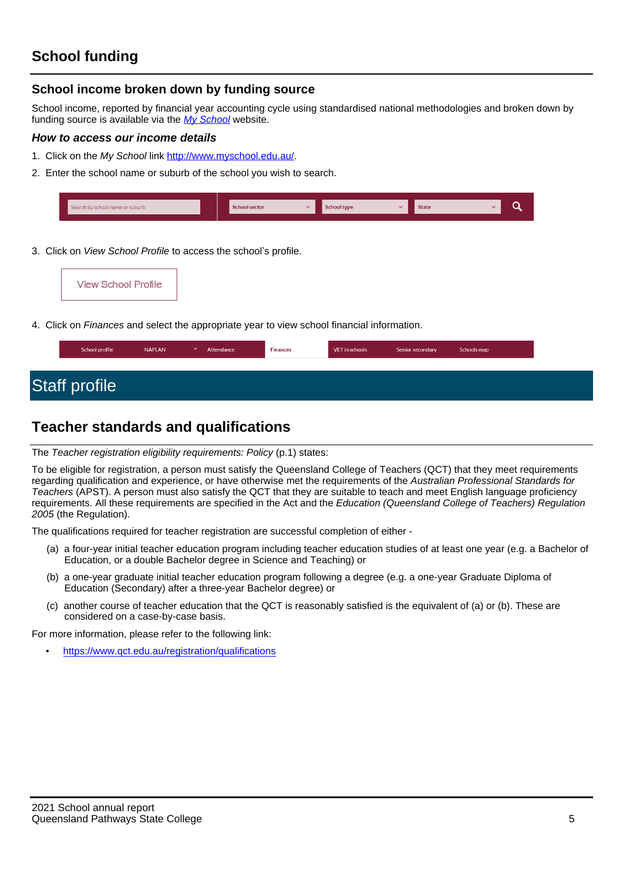# School funding

## School income broken down by funding source

School income, reported by financial year accounting cycle using standardised national methodologies and broken down by funding source is available via the [*My School*](http://www.myschool.edu.au/) website.

### *How to access our income details*

1. Click on the *My School* link [http://www.myschool.edu.au/](http://www.myschool.edu.au/).
2. Enter the school name or suburb of the school you wish to search.

Search by school name or suburb | School sector | School type | State

3. Click on *View School Profile* to access the school's profile.

View School Profile

4. Click on *Finances* and select the appropriate year to view school financial information.

School profile | NAPLAN | Attendance | Finances | VET in schools | Senior secondary | Schools map

# Staff profile

## Teacher standards and qualifications

The *Teacher registration eligibility requirements: Policy* (p.1) states:

To be eligible for registration, a person must satisfy the Queensland College of Teachers (QCT) that they meet requirements regarding qualification and experience, or have otherwise met the requirements of the *Australian Professional Standards for Teachers* (APST). A person must also satisfy the QCT that they are suitable to teach and meet English language proficiency requirements. All these requirements are specified in the Act and the *Education (Queensland College of Teachers) Regulation 2005* (the Regulation).

The qualifications required for teacher registration are successful completion of either -

(a) a four-year initial teacher education program including teacher education studies of at least one year (e.g. a Bachelor of Education, or a double Bachelor degree in Science and Teaching) or

(b) a one-year graduate initial teacher education program following a degree (e.g. a one-year Graduate Diploma of Education (Secondary) after a three-year Bachelor degree) or

(c) another course of teacher education that the QCT is reasonably satisfied is the equivalent of (a) or (b). These are considered on a case-by-case basis.

For more information, please refer to the following link:

- [https://www.qct.edu.au/registration/qualifications](https://www.qct.edu.au/registration/qualifications)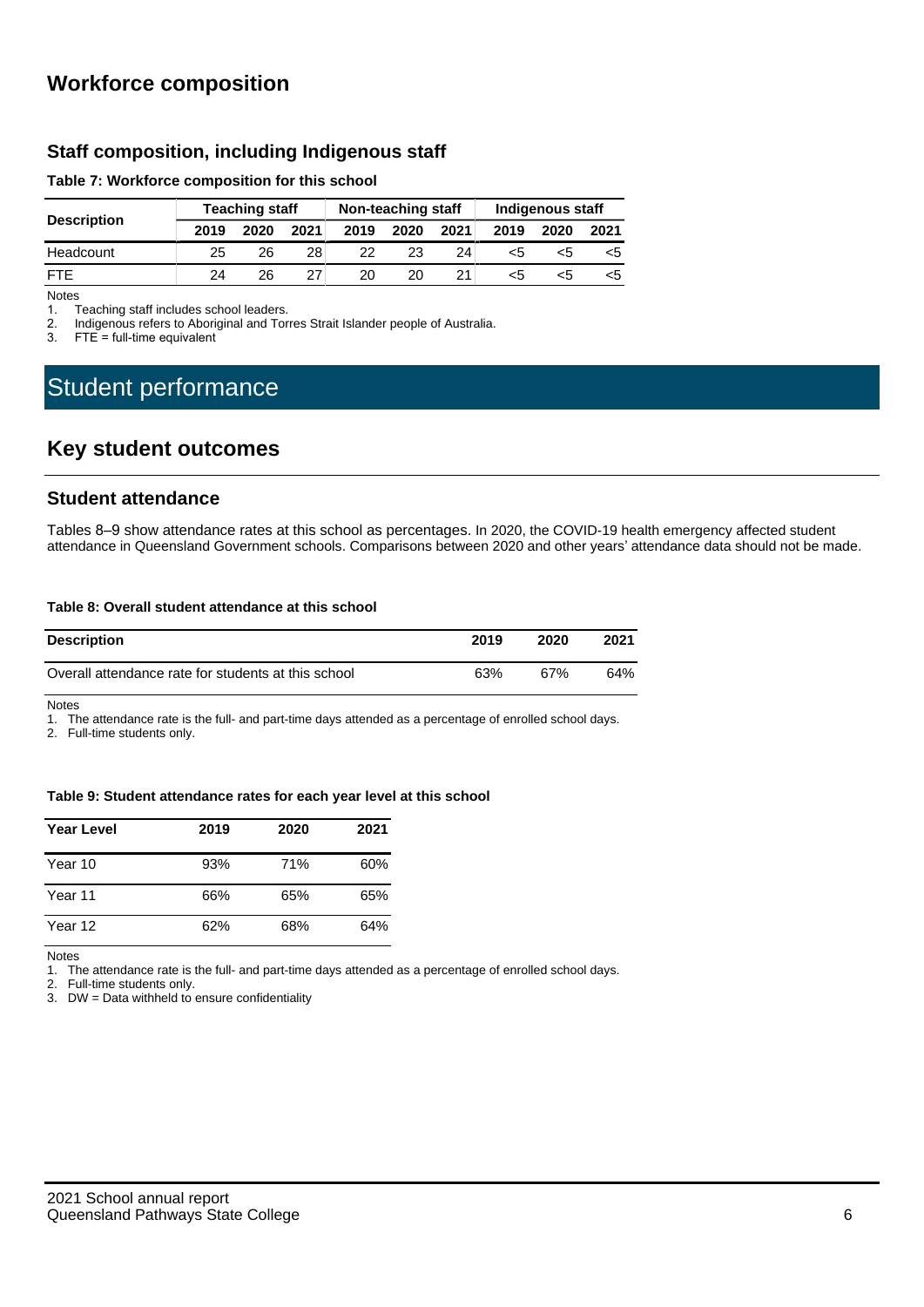## Workforce composition

### Staff composition, including Indigenous staff

**Table 7: Workforce composition for this school**

| Description | Teaching staff | | | Non-teaching staff | | | Indigenous staff | | |
|---|---|---|---|---|---|---|---|---|---|
| | 2019 | 2020 | 2021 | 2019 | 2020 | 2021 | 2019 | 2020 | 2021 |
| Headcount | 25 | 26 | 28 | 22 | 23 | 24 | <5 | <5 | <5 |
| FTE | 24 | 26 | 27 | 20 | 20 | 21 | <5 | <5 | <5 |

Notes

1. Teaching staff includes school leaders.
2. Indigenous refers to Aboriginal and Torres Strait Islander people of Australia.
3. FTE = full-time equivalent

# Student performance

## Key student outcomes

### Student attendance

Tables 8–9 show attendance rates at this school as percentages. In 2020, the COVID-19 health emergency affected student attendance in Queensland Government schools. Comparisons between 2020 and other years' attendance data should not be made.

**Table 8: Overall student attendance at this school**

| Description | 2019 | 2020 | 2021 |
|---|---|---|---|
| Overall attendance rate for students at this school | 63% | 67% | 64% |

Notes

1. The attendance rate is the full- and part-time days attended as a percentage of enrolled school days.
2. Full-time students only.

**Table 9: Student attendance rates for each year level at this school**

| Year Level | 2019 | 2020 | 2021 |
|---|---|---|---|
| Year 10 | 93% | 71% | 60% |
| Year 11 | 66% | 65% | 65% |
| Year 12 | 62% | 68% | 64% |

Notes

1. The attendance rate is the full- and part-time days attended as a percentage of enrolled school days.
2. Full-time students only.
3. DW = Data withheld to ensure confidentiality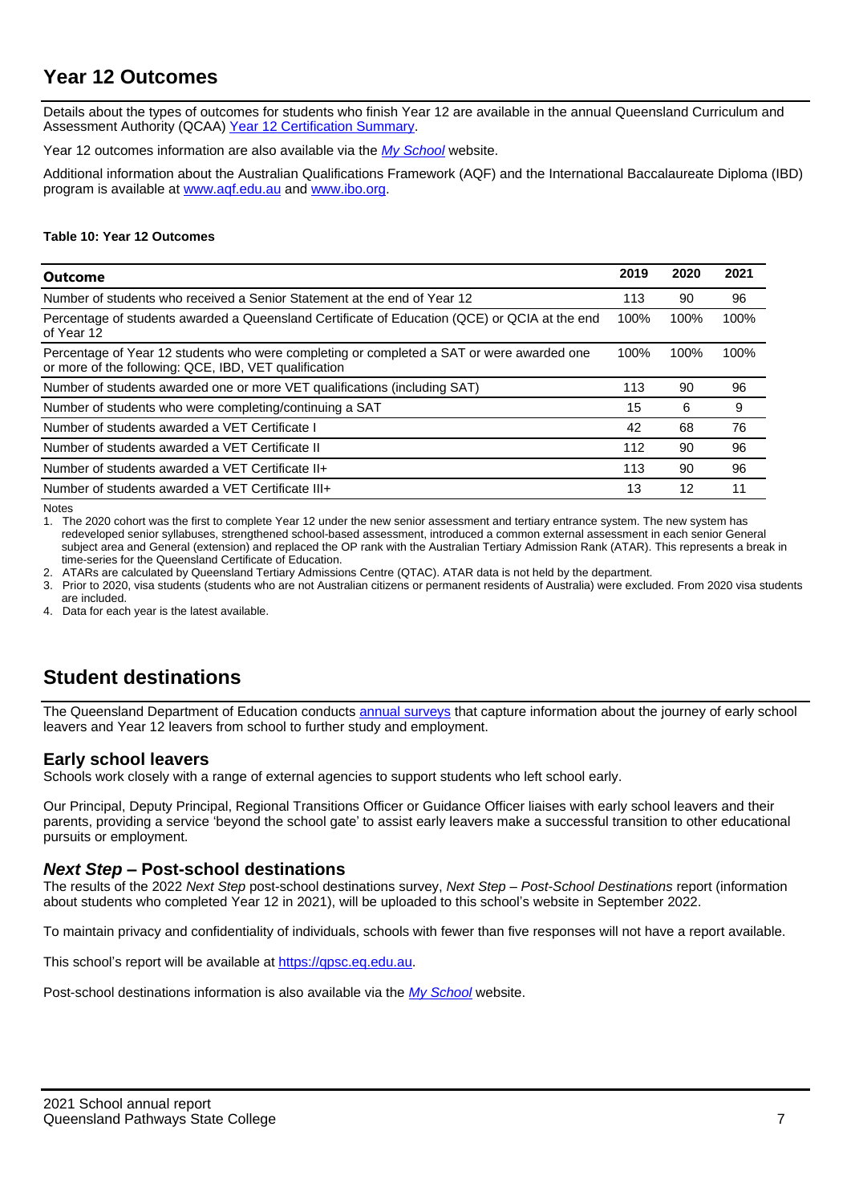## Year 12 Outcomes

Details about the types of outcomes for students who finish Year 12 are available in the annual Queensland Curriculum and Assessment Authority (QCAA) Year 12 Certification Summary.

Year 12 outcomes information are also available via the *My School* website.

Additional information about the Australian Qualifications Framework (AQF) and the International Baccalaureate Diploma (IBD) program is available at www.aqf.edu.au and www.ibo.org.

**Table 10: Year 12 Outcomes**

| Outcome | 2019 | 2020 | 2021 |
|---|---|---|---|
| Number of students who received a Senior Statement at the end of Year 12 | 113 | 90 | 96 |
| Percentage of students awarded a Queensland Certificate of Education (QCE) or QCIA at the end of Year 12 | 100% | 100% | 100% |
| Percentage of Year 12 students who were completing or completed a SAT or were awarded one or more of the following: QCE, IBD, VET qualification | 100% | 100% | 100% |
| Number of students awarded one or more VET qualifications (including SAT) | 113 | 90 | 96 |
| Number of students who were completing/continuing a SAT | 15 | 6 | 9 |
| Number of students awarded a VET Certificate I | 42 | 68 | 76 |
| Number of students awarded a VET Certificate II | 112 | 90 | 96 |
| Number of students awarded a VET Certificate II+ | 113 | 90 | 96 |
| Number of students awarded a VET Certificate III+ | 13 | 12 | 11 |

Notes

1. The 2020 cohort was the first to complete Year 12 under the new senior assessment and tertiary entrance system. The new system has redeveloped senior syllabuses, strengthened school-based assessment, introduced a common external assessment in each senior General subject area and General (extension) and replaced the OP rank with the Australian Tertiary Admission Rank (ATAR). This represents a break in time-series for the Queensland Certificate of Education.
2. ATARs are calculated by Queensland Tertiary Admissions Centre (QTAC). ATAR data is not held by the department.
3. Prior to 2020, visa students (students who are not Australian citizens or permanent residents of Australia) were excluded. From 2020 visa students are included.
4. Data for each year is the latest available.

## Student destinations

The Queensland Department of Education conducts annual surveys that capture information about the journey of early school leavers and Year 12 leavers from school to further study and employment.

### Early school leavers

Schools work closely with a range of external agencies to support students who left school early.

Our Principal, Deputy Principal, Regional Transitions Officer or Guidance Officer liaises with early school leavers and their parents, providing a service 'beyond the school gate' to assist early leavers make a successful transition to other educational pursuits or employment.

### *Next Step* – Post-school destinations

The results of the 2022 *Next Step* post-school destinations survey, *Next Step – Post-School Destinations* report (information about students who completed Year 12 in 2021), will be uploaded to this school's website in September 2022.

To maintain privacy and confidentiality of individuals, schools with fewer than five responses will not have a report available.

This school's report will be available at https://qpsc.eq.edu.au.

Post-school destinations information is also available via the *My School* website.